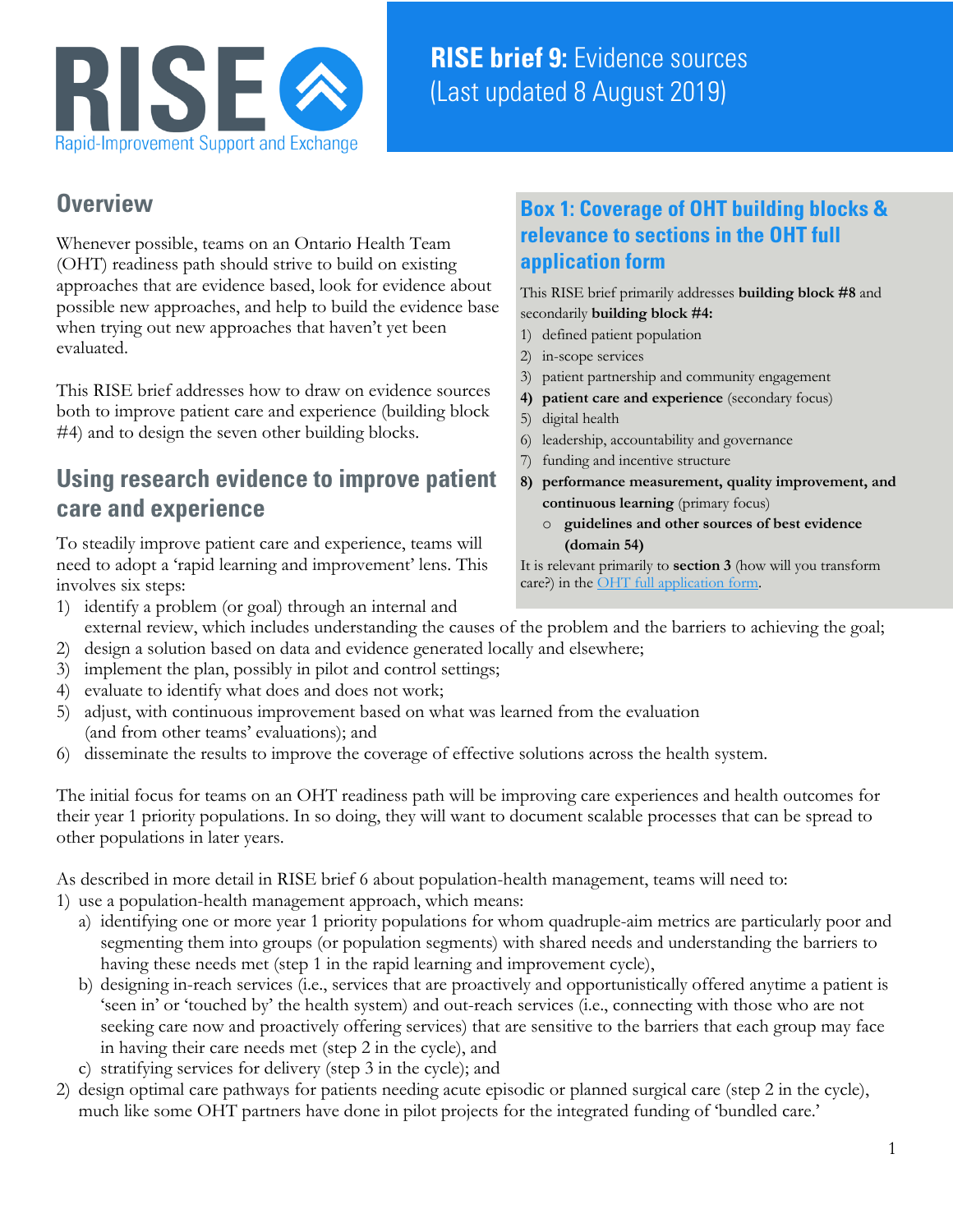# RISE brief 9: Evidence sources (Last updated 8 August 2019)

RISE Rapid-Improvement Support and Exchange

## Overview

Whenever possible, teams on an Ontario Health Team (OHT) readiness path should strive to build on existing approaches that are evidence based, look for evidence about possible new approaches, and help to build the evidence base when trying out new approaches that haven't yet been evaluated.

This RISE brief addresses how to draw on evidence sources both to improve patient care and experience (building block #4) and to design the seven other building blocks.

### Box 1: Coverage of OHT building blocks & relevance to sections in the OHT full application form

This RISE brief primarily addresses **building block #8** and secondarily **building block #4:**

1) defined patient population
2) in-scope services
3) patient partnership and community engagement
4) **patient care and experience** (secondary focus)
5) digital health
6) leadership, accountability and governance
7) funding and incentive structure
8) **performance measurement, quality improvement, and continuous learning** (primary focus)
   - **guidelines and other sources of best evidence (domain 54)**

It is relevant primarily to **section 3** (how will you transform care?) in the OHT full application form.

## Using research evidence to improve patient care and experience

To steadily improve patient care and experience, teams will need to adopt a 'rapid learning and improvement' lens. This involves six steps:

1) identify a problem (or goal) through an internal and external review, which includes understanding the causes of the problem and the barriers to achieving the goal;
2) design a solution based on data and evidence generated locally and elsewhere;
3) implement the plan, possibly in pilot and control settings;
4) evaluate to identify what does and does not work;
5) adjust, with continuous improvement based on what was learned from the evaluation (and from other teams' evaluations); and
6) disseminate the results to improve the coverage of effective solutions across the health system.

The initial focus for teams on an OHT readiness path will be improving care experiences and health outcomes for their year 1 priority populations. In so doing, they will want to document scalable processes that can be spread to other populations in later years.

As described in more detail in RISE brief 6 about population-health management, teams will need to:

1) use a population-health management approach, which means:
   a) identifying one or more year 1 priority populations for whom quadruple-aim metrics are particularly poor and segmenting them into groups (or population segments) with shared needs and understanding the barriers to having these needs met (step 1 in the rapid learning and improvement cycle),
   b) designing in-reach services (i.e., services that are proactively and opportunistically offered anytime a patient is 'seen in' or 'touched by' the health system) and out-reach services (i.e., connecting with those who are not seeking care now and proactively offering services) that are sensitive to the barriers that each group may face in having their care needs met (step 2 in the cycle), and
   c) stratifying services for delivery (step 3 in the cycle); and
2) design optimal care pathways for patients needing acute episodic or planned surgical care (step 2 in the cycle), much like some OHT partners have done in pilot projects for the integrated funding of 'bundled care.'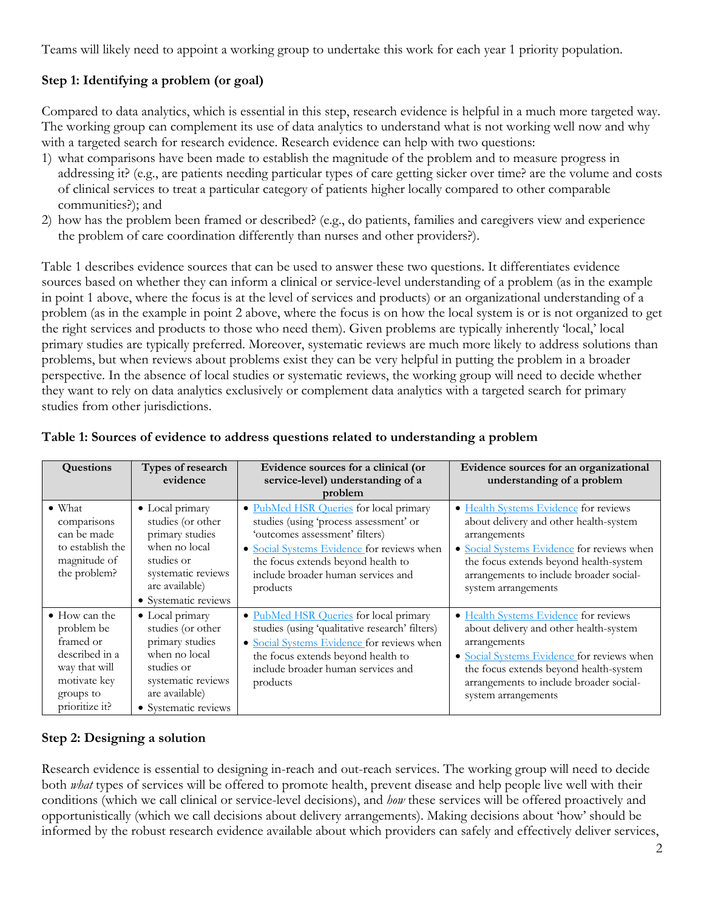Teams will likely need to appoint a working group to undertake this work for each year 1 priority population.

### Step 1: Identifying a problem (or goal)

Compared to data analytics, which is essential in this step, research evidence is helpful in a much more targeted way. The working group can complement its use of data analytics to understand what is not working well now and why with a targeted search for research evidence. Research evidence can help with two questions:

1) what comparisons have been made to establish the magnitude of the problem and to measure progress in addressing it? (e.g., are patients needing particular types of care getting sicker over time? are the volume and costs of clinical services to treat a particular category of patients higher locally compared to other comparable communities?); and
2) how has the problem been framed or described? (e.g., do patients, families and caregivers view and experience the problem of care coordination differently than nurses and other providers?).

Table 1 describes evidence sources that can be used to answer these two questions. It differentiates evidence sources based on whether they can inform a clinical or service-level understanding of a problem (as in the example in point 1 above, where the focus is at the level of services and products) or an organizational understanding of a problem (as in the example in point 2 above, where the focus is on how the local system is or is not organized to get the right services and products to those who need them). Given problems are typically inherently 'local,' local primary studies are typically preferred. Moreover, systematic reviews are much more likely to address solutions than problems, but when reviews about problems exist they can be very helpful in putting the problem in a broader perspective. In the absence of local studies or systematic reviews, the working group will need to decide whether they want to rely on data analytics exclusively or complement data analytics with a targeted search for primary studies from other jurisdictions.

**Table 1: Sources of evidence to address questions related to understanding a problem**

| Questions | Types of research evidence | Evidence sources for a clinical (or service-level) understanding of a problem | Evidence sources for an organizational understanding of a problem |
|---|---|---|---|
| • What comparisons can be made to establish the magnitude of the problem? | • Local primary studies (or other primary studies when no local studies or systematic reviews are available)<br>• Systematic reviews | • PubMed HSR Queries for local primary studies (using 'process assessment' or 'outcomes assessment' filters)<br>• Social Systems Evidence for reviews when the focus extends beyond health to include broader human services and products | • Health Systems Evidence for reviews about delivery and other health-system arrangements<br>• Social Systems Evidence for reviews when the focus extends beyond health-system arrangements to include broader social-system arrangements |
| • How can the problem be framed or described in a way that will motivate key groups to prioritize it? | • Local primary studies (or other primary studies when no local studies or systematic reviews are available)<br>• Systematic reviews | • PubMed HSR Queries for local primary studies (using 'qualitative research' filters)<br>• Social Systems Evidence for reviews when the focus extends beyond health to include broader human services and products | • Health Systems Evidence for reviews about delivery and other health-system arrangements<br>• Social Systems Evidence for reviews when the focus extends beyond health-system arrangements to include broader social-system arrangements |

### Step 2: Designing a solution

Research evidence is essential to designing in-reach and out-reach services. The working group will need to decide both *what* types of services will be offered to promote health, prevent disease and help people live well with their conditions (which we call clinical or service-level decisions), and *how* these services will be offered proactively and opportunistically (which we call decisions about delivery arrangements). Making decisions about 'how' should be informed by the robust research evidence available about which providers can safely and effectively deliver services,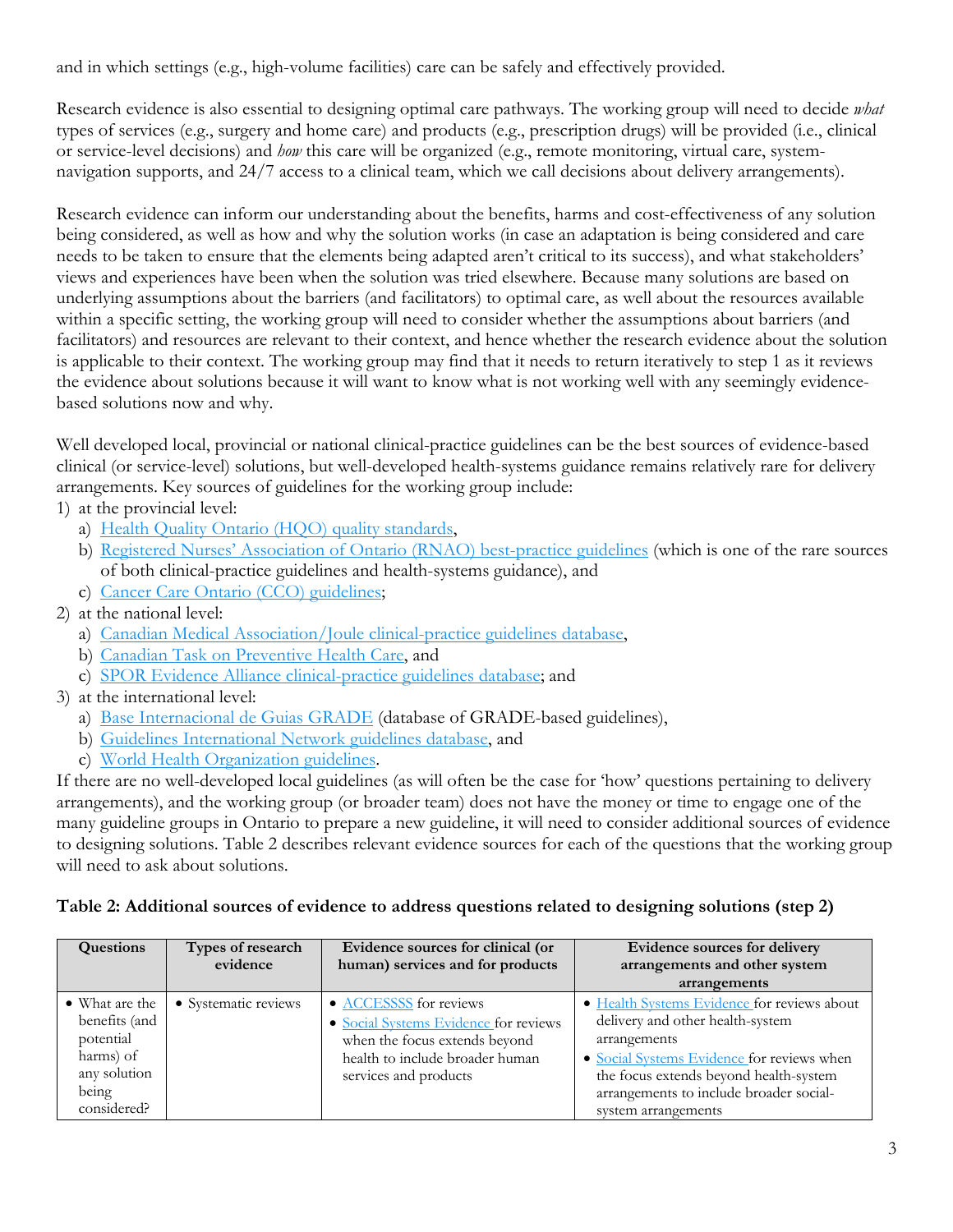and in which settings (e.g., high-volume facilities) care can be safely and effectively provided.

Research evidence is also essential to designing optimal care pathways. The working group will need to decide *what* types of services (e.g., surgery and home care) and products (e.g., prescription drugs) will be provided (i.e., clinical or service-level decisions) and *how* this care will be organized (e.g., remote monitoring, virtual care, system-navigation supports, and 24/7 access to a clinical team, which we call decisions about delivery arrangements).

Research evidence can inform our understanding about the benefits, harms and cost-effectiveness of any solution being considered, as well as how and why the solution works (in case an adaptation is being considered and care needs to be taken to ensure that the elements being adapted aren't critical to its success), and what stakeholders' views and experiences have been when the solution was tried elsewhere. Because many solutions are based on underlying assumptions about the barriers (and facilitators) to optimal care, as well about the resources available within a specific setting, the working group will need to consider whether the assumptions about barriers (and facilitators) and resources are relevant to their context, and hence whether the research evidence about the solution is applicable to their context. The working group may find that it needs to return iteratively to step 1 as it reviews the evidence about solutions because it will want to know what is not working well with any seemingly evidence-based solutions now and why.

Well developed local, provincial or national clinical-practice guidelines can be the best sources of evidence-based clinical (or service-level) solutions, but well-developed health-systems guidance remains relatively rare for delivery arrangements. Key sources of guidelines for the working group include:

1) at the provincial level:
   a) Health Quality Ontario (HQO) quality standards,
   b) Registered Nurses' Association of Ontario (RNAO) best-practice guidelines (which is one of the rare sources of both clinical-practice guidelines and health-systems guidance), and
   c) Cancer Care Ontario (CCO) guidelines;
2) at the national level:
   a) Canadian Medical Association/Joule clinical-practice guidelines database,
   b) Canadian Task on Preventive Health Care, and
   c) SPOR Evidence Alliance clinical-practice guidelines database; and
3) at the international level:
   a) Base Internacional de Guias GRADE (database of GRADE-based guidelines),
   b) Guidelines International Network guidelines database, and
   c) World Health Organization guidelines.

If there are no well-developed local guidelines (as will often be the case for 'how' questions pertaining to delivery arrangements), and the working group (or broader team) does not have the money or time to engage one of the many guideline groups in Ontario to prepare a new guideline, it will need to consider additional sources of evidence to designing solutions. Table 2 describes relevant evidence sources for each of the questions that the working group will need to ask about solutions.

**Table 2: Additional sources of evidence to address questions related to designing solutions (step 2)**

| Questions | Types of research evidence | Evidence sources for clinical (or human) services and for products | Evidence sources for delivery arrangements and other system arrangements |
|---|---|---|---|
| • What are the benefits (and potential harms) of any solution being considered? | • Systematic reviews | • ACCESSSS for reviews<br>• Social Systems Evidence for reviews when the focus extends beyond health to include broader human services and products | • Health Systems Evidence for reviews about delivery and other health-system arrangements<br>• Social Systems Evidence for reviews when the focus extends beyond health-system arrangements to include broader social-system arrangements |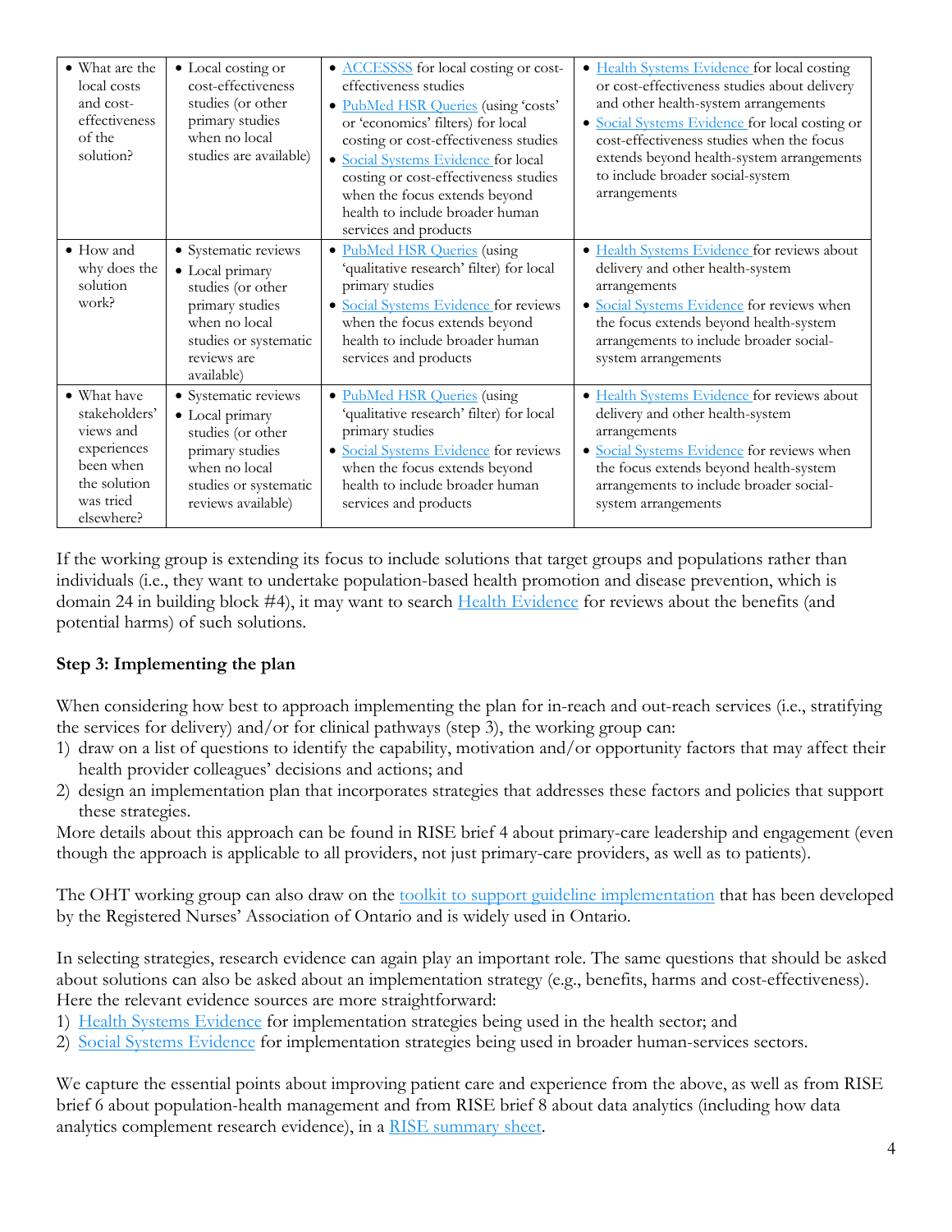| • What are the local costs and cost-effectiveness of the solution? | • Local costing or cost-effectiveness studies (or other primary studies when no local studies are available) | • ACCESSSS for local costing or cost-effectiveness studies<br>• PubMed HSR Queries (using 'costs' or 'economics' filters) for local costing or cost-effectiveness studies<br>• Social Systems Evidence for local costing or cost-effectiveness studies when the focus extends beyond health to include broader human services and products | • Health Systems Evidence for local costing or cost-effectiveness studies about delivery and other health-system arrangements<br>• Social Systems Evidence for local costing or cost-effectiveness studies when the focus extends beyond health-system arrangements to include broader social-system arrangements |
|---|---|---|---|
| • How and why does the solution work? | • Systematic reviews<br>• Local primary studies (or other primary studies when no local studies or systematic reviews are available) | • PubMed HSR Queries (using 'qualitative research' filter) for local primary studies<br>• Social Systems Evidence for reviews when the focus extends beyond health to include broader human services and products | • Health Systems Evidence for reviews about delivery and other health-system arrangements<br>• Social Systems Evidence for reviews when the focus extends beyond health-system arrangements to include broader social-system arrangements |
| • What have stakeholders' views and experiences been when the solution was tried elsewhere? | • Systematic reviews<br>• Local primary studies (or other primary studies when no local studies or systematic reviews available) | • PubMed HSR Queries (using 'qualitative research' filter) for local primary studies<br>• Social Systems Evidence for reviews when the focus extends beyond health to include broader human services and products | • Health Systems Evidence for reviews about delivery and other health-system arrangements<br>• Social Systems Evidence for reviews when the focus extends beyond health-system arrangements to include broader social-system arrangements |

If the working group is extending its focus to include solutions that target groups and populations rather than individuals (i.e., they want to undertake population-based health promotion and disease prevention, which is domain 24 in building block #4), it may want to search Health Evidence for reviews about the benefits (and potential harms) of such solutions.

**Step 3: Implementing the plan**

When considering how best to approach implementing the plan for in-reach and out-reach services (i.e., stratifying the services for delivery) and/or for clinical pathways (step 3), the working group can:

1) draw on a list of questions to identify the capability, motivation and/or opportunity factors that may affect their health provider colleagues' decisions and actions; and
2) design an implementation plan that incorporates strategies that addresses these factors and policies that support these strategies.

More details about this approach can be found in RISE brief 4 about primary-care leadership and engagement (even though the approach is applicable to all providers, not just primary-care providers, as well as to patients).

The OHT working group can also draw on the toolkit to support guideline implementation that has been developed by the Registered Nurses' Association of Ontario and is widely used in Ontario.

In selecting strategies, research evidence can again play an important role. The same questions that should be asked about solutions can also be asked about an implementation strategy (e.g., benefits, harms and cost-effectiveness). Here the relevant evidence sources are more straightforward:

1) Health Systems Evidence for implementation strategies being used in the health sector; and
2) Social Systems Evidence for implementation strategies being used in broader human-services sectors.

We capture the essential points about improving patient care and experience from the above, as well as from RISE brief 6 about population-health management and from RISE brief 8 about data analytics (including how data analytics complement research evidence), in a RISE summary sheet.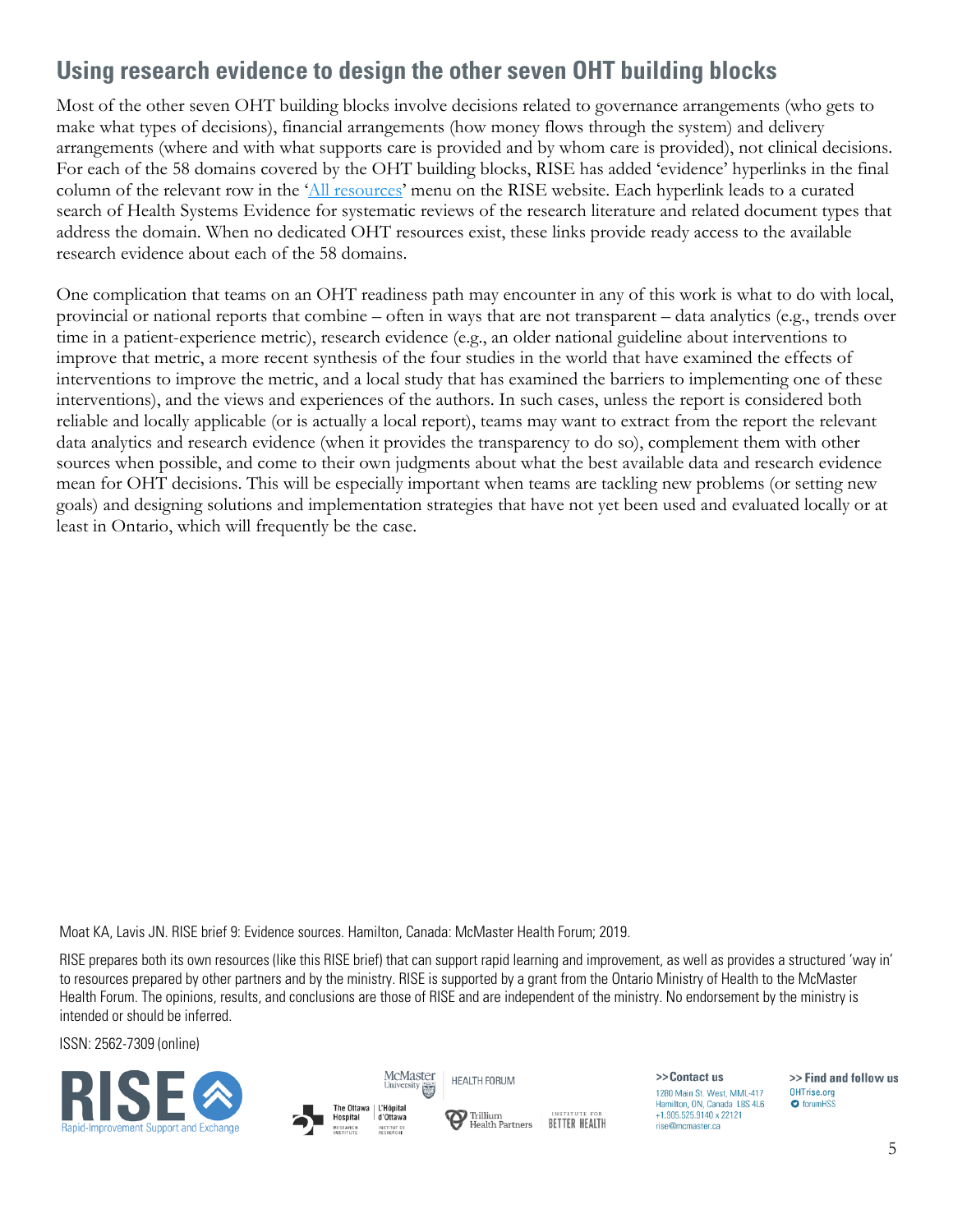## Using research evidence to design the other seven OHT building blocks

Most of the other seven OHT building blocks involve decisions related to governance arrangements (who gets to make what types of decisions), financial arrangements (how money flows through the system) and delivery arrangements (where and with what supports care is provided and by whom care is provided), not clinical decisions. For each of the 58 domains covered by the OHT building blocks, RISE has added 'evidence' hyperlinks in the final column of the relevant row in the 'All resources' menu on the RISE website. Each hyperlink leads to a curated search of Health Systems Evidence for systematic reviews of the research literature and related document types that address the domain. When no dedicated OHT resources exist, these links provide ready access to the available research evidence about each of the 58 domains.

One complication that teams on an OHT readiness path may encounter in any of this work is what to do with local, provincial or national reports that combine – often in ways that are not transparent – data analytics (e.g., trends over time in a patient-experience metric), research evidence (e.g., an older national guideline about interventions to improve that metric, a more recent synthesis of the four studies in the world that have examined the effects of interventions to improve the metric, and a local study that has examined the barriers to implementing one of these interventions), and the views and experiences of the authors. In such cases, unless the report is considered both reliable and locally applicable (or is actually a local report), teams may want to extract from the report the relevant data analytics and research evidence (when it provides the transparency to do so), complement them with other sources when possible, and come to their own judgments about what the best available data and research evidence mean for OHT decisions. This will be especially important when teams are tackling new problems (or setting new goals) and designing solutions and implementation strategies that have not yet been used and evaluated locally or at least in Ontario, which will frequently be the case.

Moat KA, Lavis JN. RISE brief 9: Evidence sources. Hamilton, Canada: McMaster Health Forum; 2019.

RISE prepares both its own resources (like this RISE brief) that can support rapid learning and improvement, as well as provides a structured 'way in' to resources prepared by other partners and by the ministry. RISE is supported by a grant from the Ontario Ministry of Health to the McMaster Health Forum. The opinions, results, and conclusions are those of RISE and are independent of the ministry. No endorsement by the ministry is intended or should be inferred.

ISSN: 2562-7309 (online)

RISE Rapid-Improvement Support and Exchange

McMaster University | HEALTH FORUM

The Ottawa Hospital Research Institute | L'Hôpital d'Ottawa Institut de recherche

Trillium Health Partners | Institute for Better Health

>> Contact us
1280 Main St. West, MML-417
Hamilton, ON, Canada L8S 4L6
+1.905.525.9140 x 22121
rise@mcmaster.ca

>> Find and follow us
OHTrise.org
forumHSS